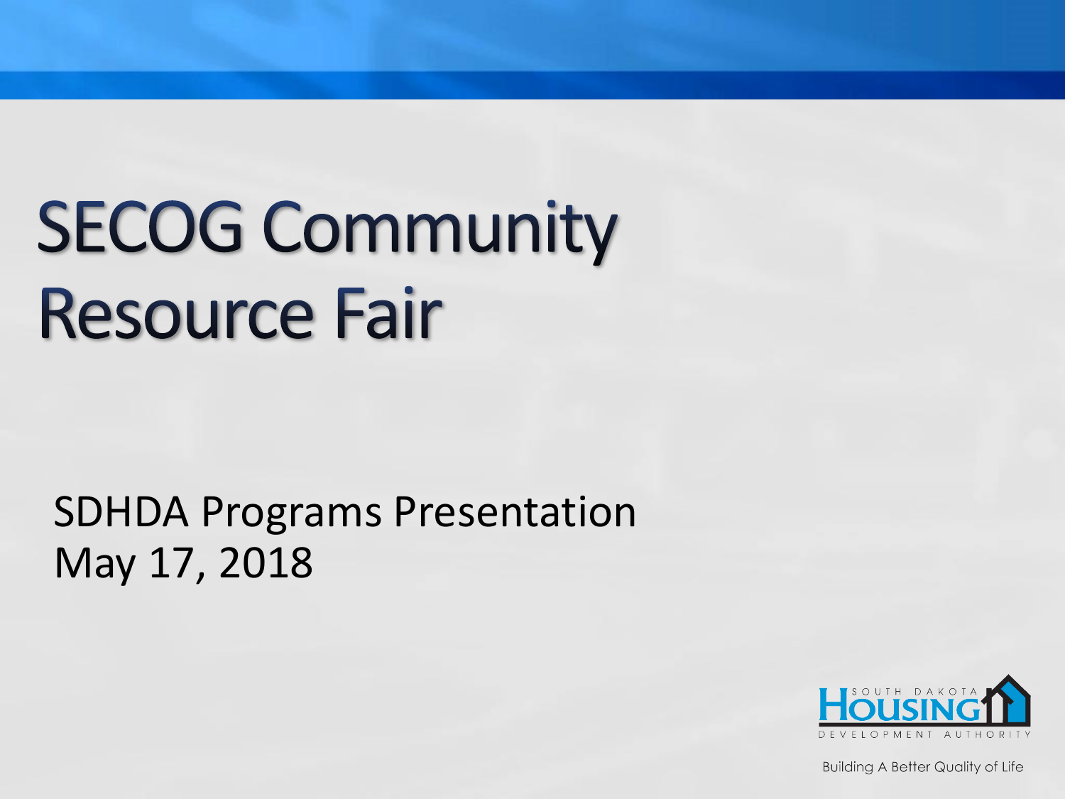# SECOG Community Resource Fair

SDHDA Programs Presentation
May 17, 2018

SOUTH DAKOTA HOUSING DEVELOPMENT AUTHORITY

Building A Better Quality of Life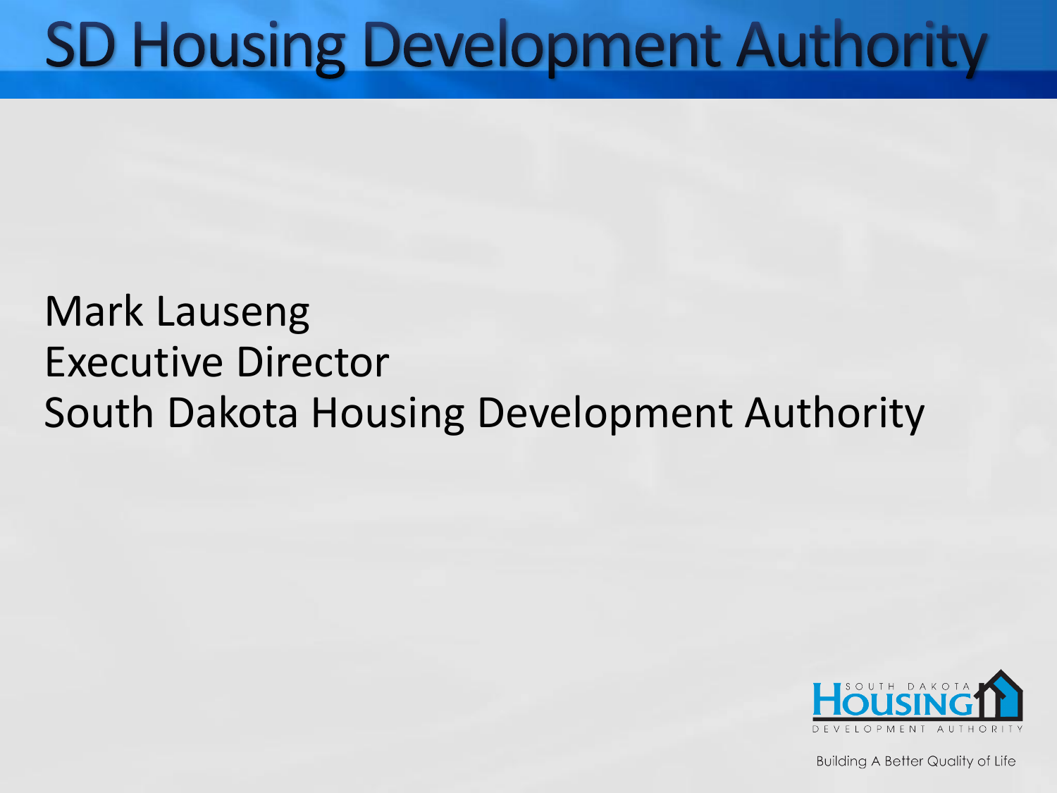# SD Housing Development Authority

Mark Lauseng
Executive Director
South Dakota Housing Development Authority

SOUTH DAKOTA HOUSING DEVELOPMENT AUTHORITY

Building A Better Quality of Life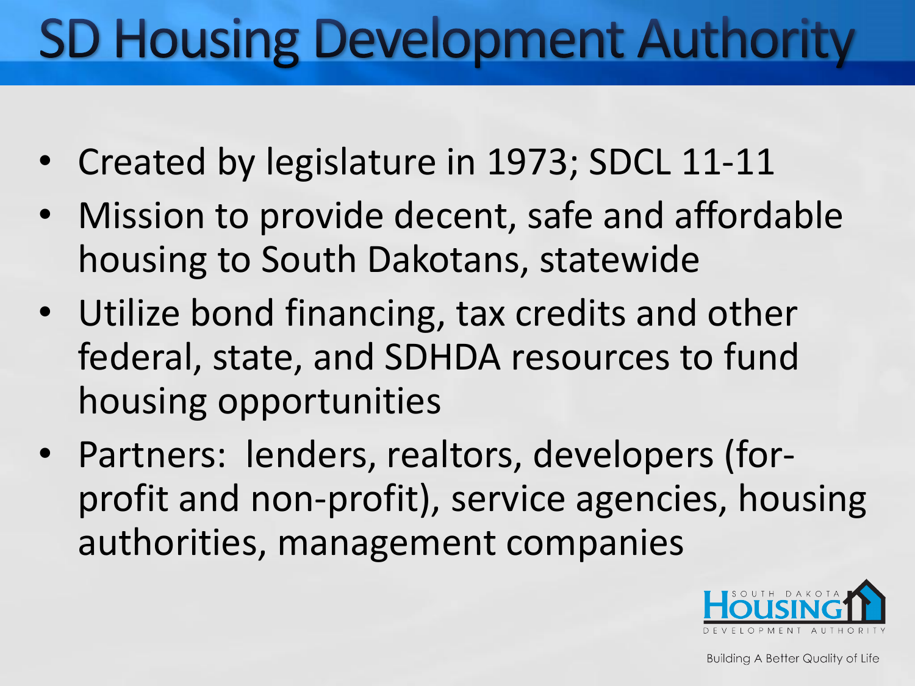# SD Housing Development Authority

- Created by legislature in 1973; SDCL 11-11
- Mission to provide decent, safe and affordable housing to South Dakotans, statewide
- Utilize bond financing, tax credits and other federal, state, and SDHDA resources to fund housing opportunities
- Partners: lenders, realtors, developers (for-profit and non-profit), service agencies, housing authorities, management companies

South Dakota Housing Development Authority

Building A Better Quality of Life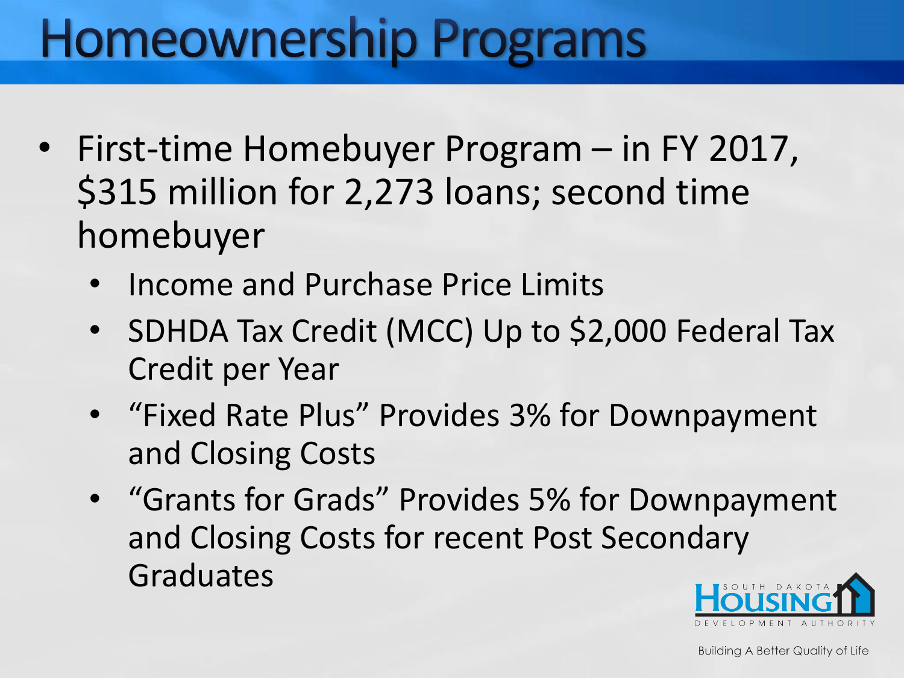# Homeownership Programs

- First-time Homebuyer Program – in FY 2017, $315 million for 2,273 loans; second time homebuyer
  - Income and Purchase Price Limits
  - SDHDA Tax Credit (MCC) Up to $2,000 Federal Tax Credit per Year
  - "Fixed Rate Plus" Provides 3% for Downpayment and Closing Costs
  - "Grants for Grads" Provides 5% for Downpayment and Closing Costs for recent Post Secondary Graduates

South Dakota Housing Development Authority

Building A Better Quality of Life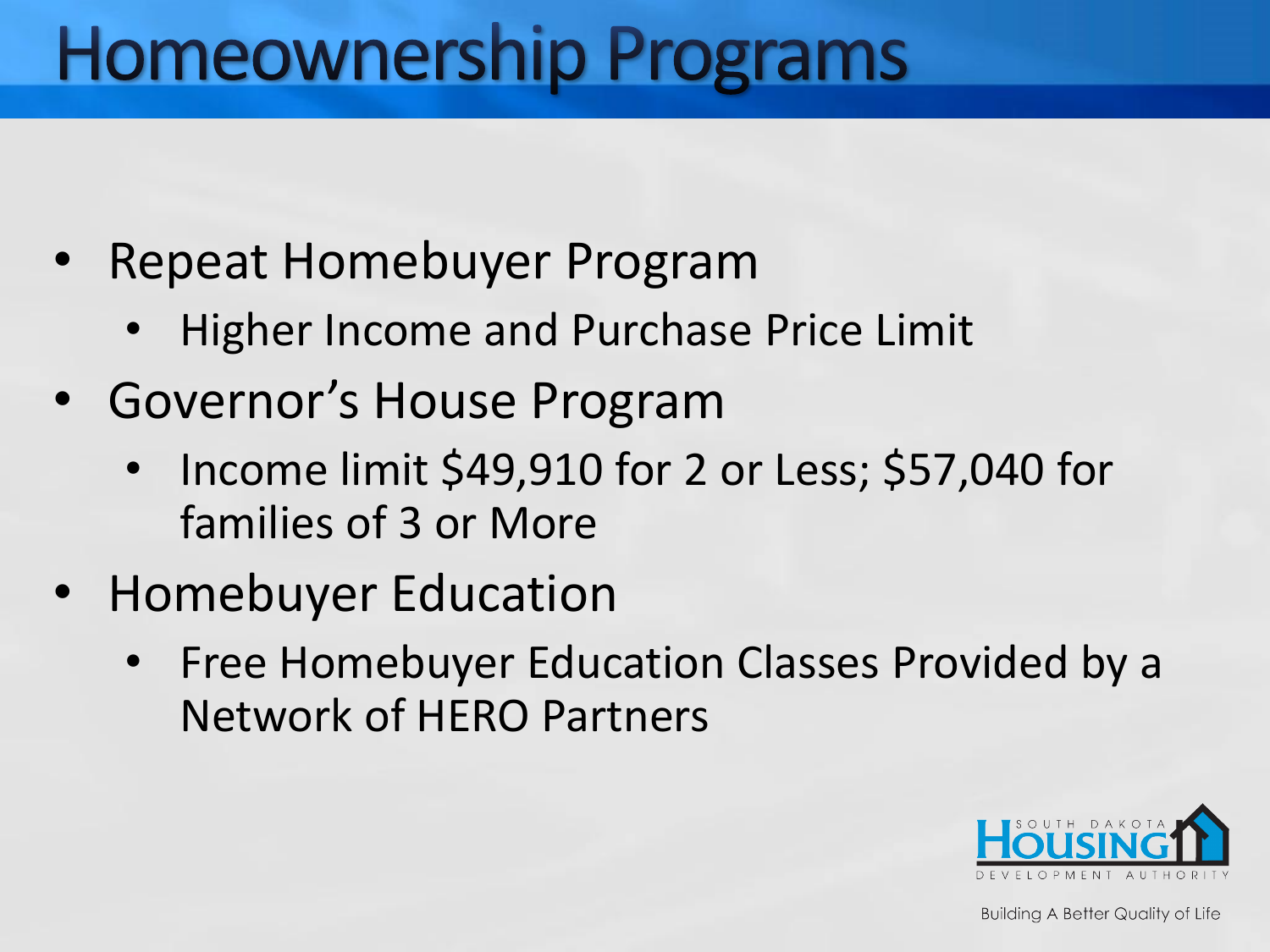# Homeownership Programs

- Repeat Homebuyer Program
  - Higher Income and Purchase Price Limit
- Governor's House Program
  - Income limit $49,910 for 2 or Less; $57,040 for families of 3 or More
- Homebuyer Education
  - Free Homebuyer Education Classes Provided by a Network of HERO Partners

South Dakota Housing Development Authority

Building A Better Quality of Life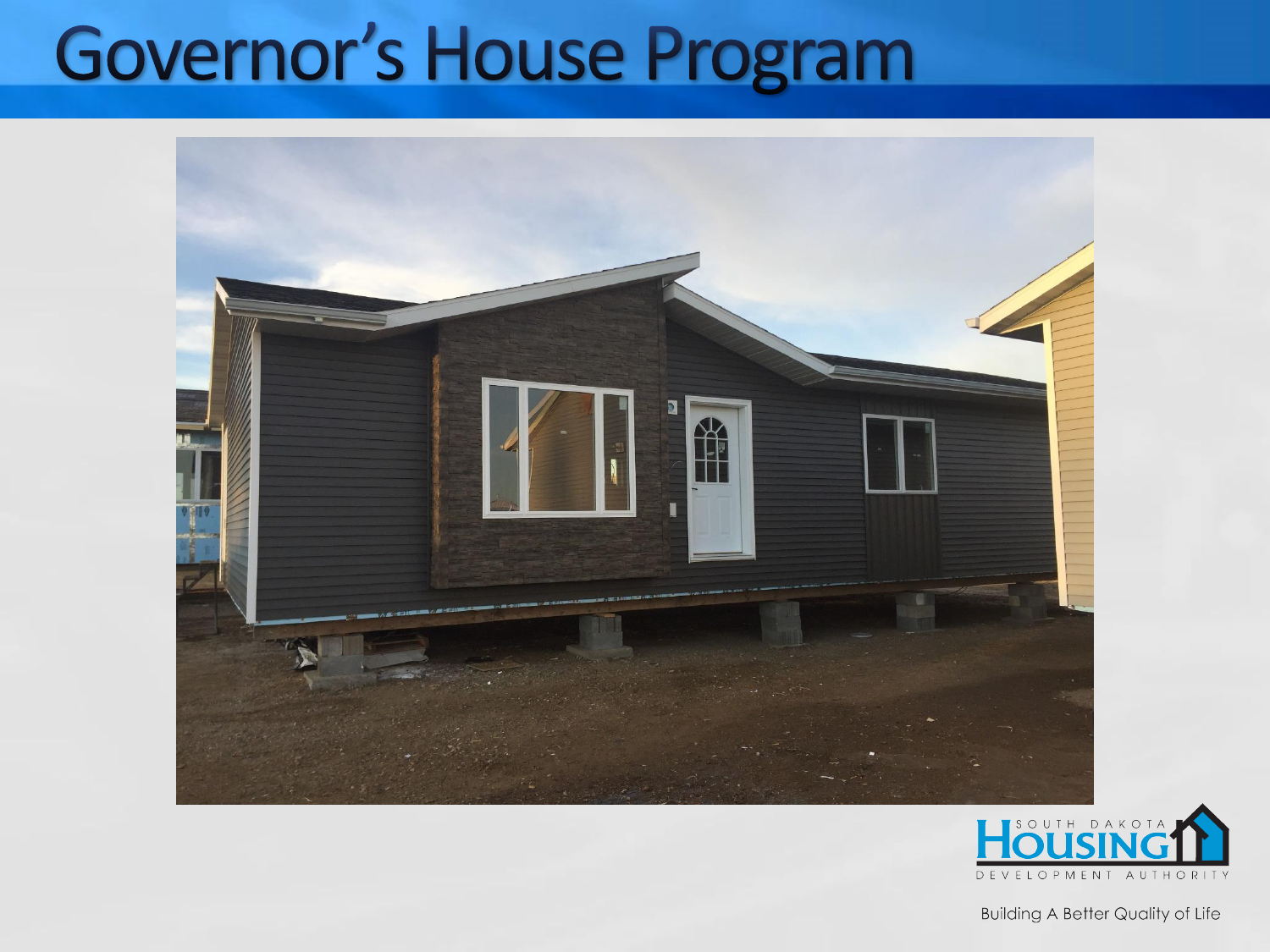# Governor's House Program

SOUTH DAKOTA HOUSING DEVELOPMENT AUTHORITY

Building A Better Quality of Life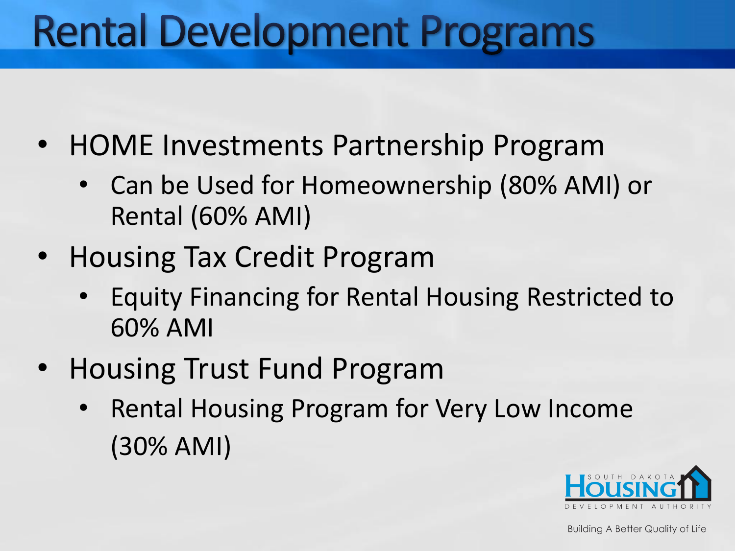# Rental Development Programs

- HOME Investments Partnership Program
  - Can be Used for Homeownership (80% AMI) or Rental (60% AMI)
- Housing Tax Credit Program
  - Equity Financing for Rental Housing Restricted to 60% AMI
- Housing Trust Fund Program
  - Rental Housing Program for Very Low Income (30% AMI)

SOUTH DAKOTA HOUSING DEVELOPMENT AUTHORITY

Building A Better Quality of Life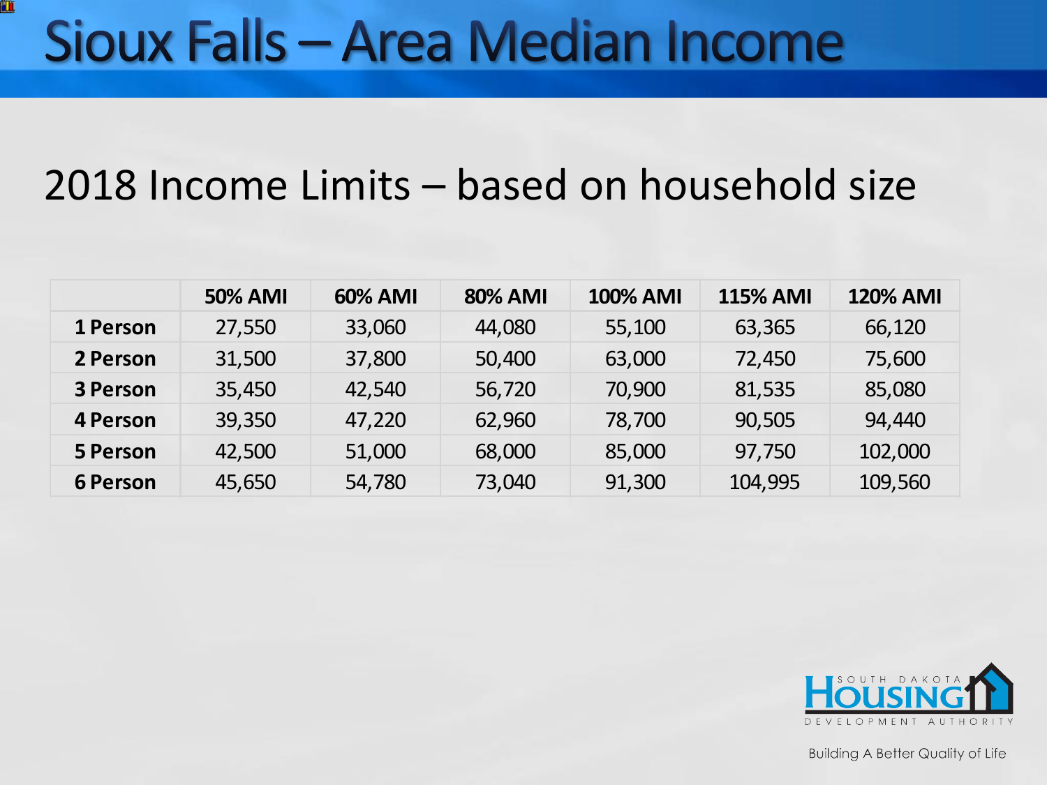# Sioux Falls – Area Median Income

## 2018 Income Limits – based on household size

| | 50% AMI | 60% AMI | 80% AMI | 100% AMI | 115% AMI | 120% AMI |
|---|---|---|---|---|---|---|
| **1 Person** | 27,550 | 33,060 | 44,080 | 55,100 | 63,365 | 66,120 |
| **2 Person** | 31,500 | 37,800 | 50,400 | 63,000 | 72,450 | 75,600 |
| **3 Person** | 35,450 | 42,540 | 56,720 | 70,900 | 81,535 | 85,080 |
| **4 Person** | 39,350 | 47,220 | 62,960 | 78,700 | 90,505 | 94,440 |
| **5 Person** | 42,500 | 51,000 | 68,000 | 85,000 | 97,750 | 102,000 |
| **6 Person** | 45,650 | 54,780 | 73,040 | 91,300 | 104,995 | 109,560 |

South Dakota Housing Development Authority

Building A Better Quality of Life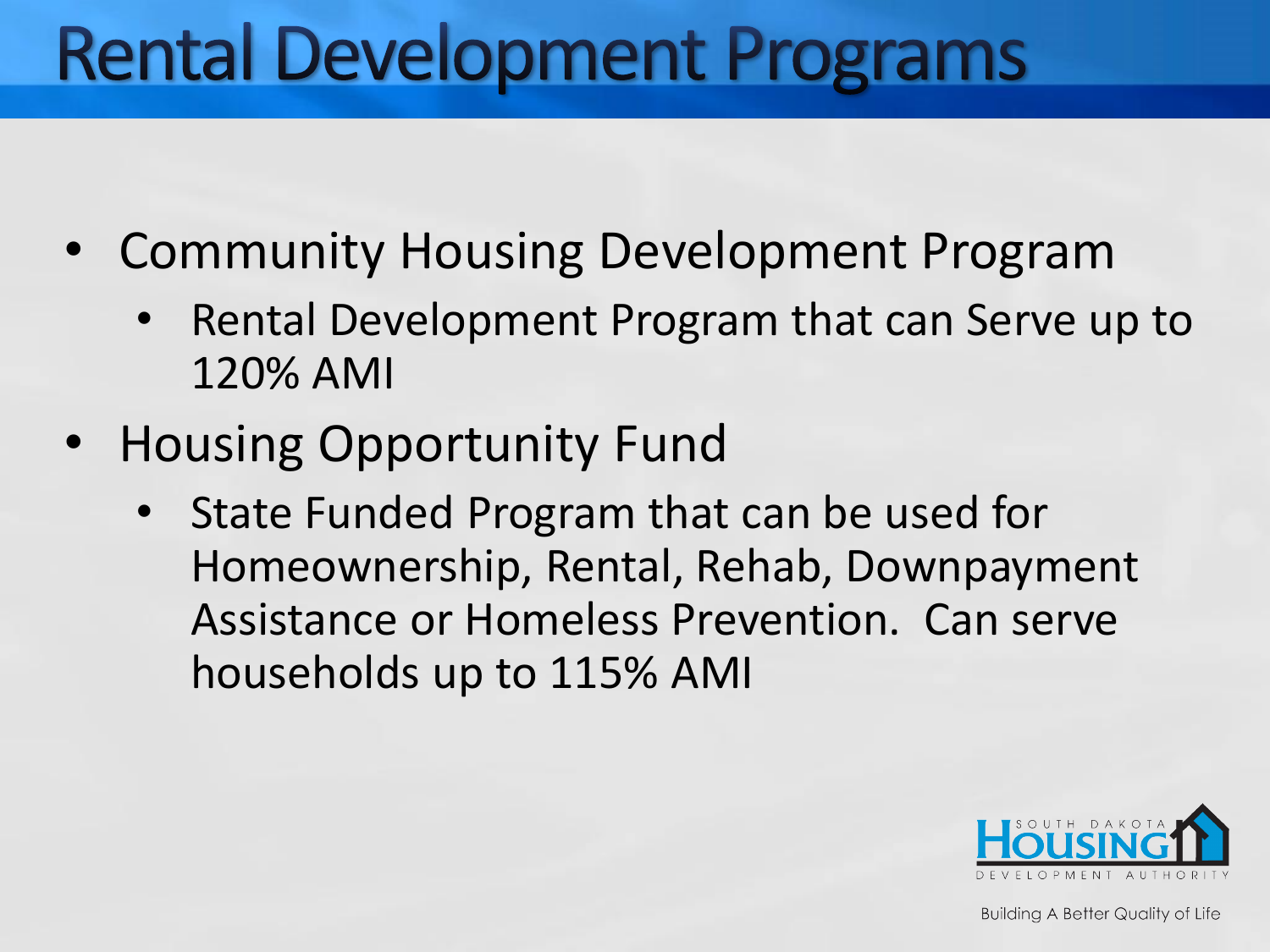# Rental Development Programs

- Community Housing Development Program
  - Rental Development Program that can Serve up to 120% AMI
- Housing Opportunity Fund
  - State Funded Program that can be used for Homeownership, Rental, Rehab, Downpayment Assistance or Homeless Prevention.  Can serve households up to 115% AMI

SOUTH DAKOTA HOUSING DEVELOPMENT AUTHORITY

Building A Better Quality of Life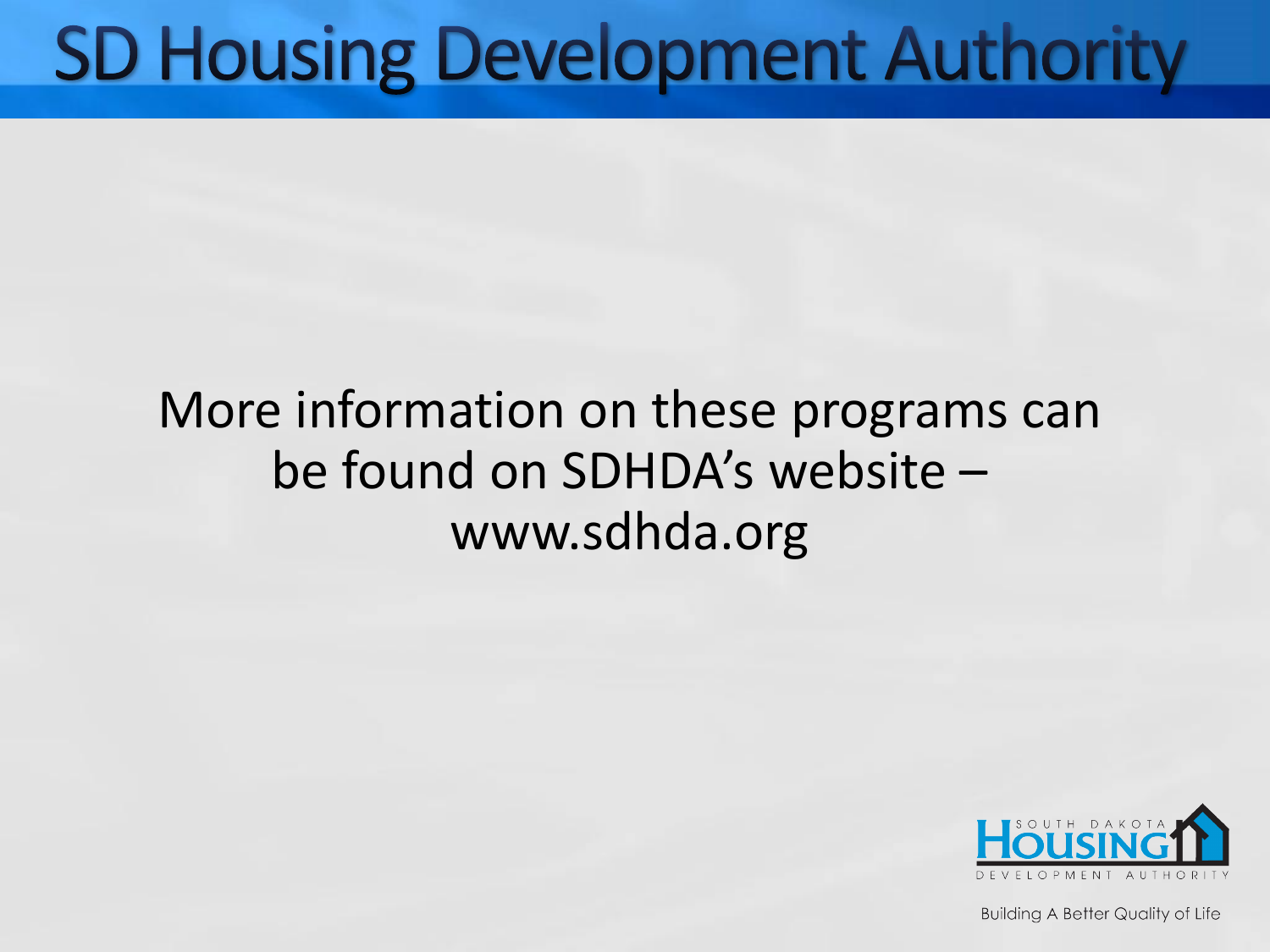# SD Housing Development Authority

More information on these programs can be found on SDHDA's website – www.sdhda.org

SOUTH DAKOTA HOUSING DEVELOPMENT AUTHORITY

Building A Better Quality of Life